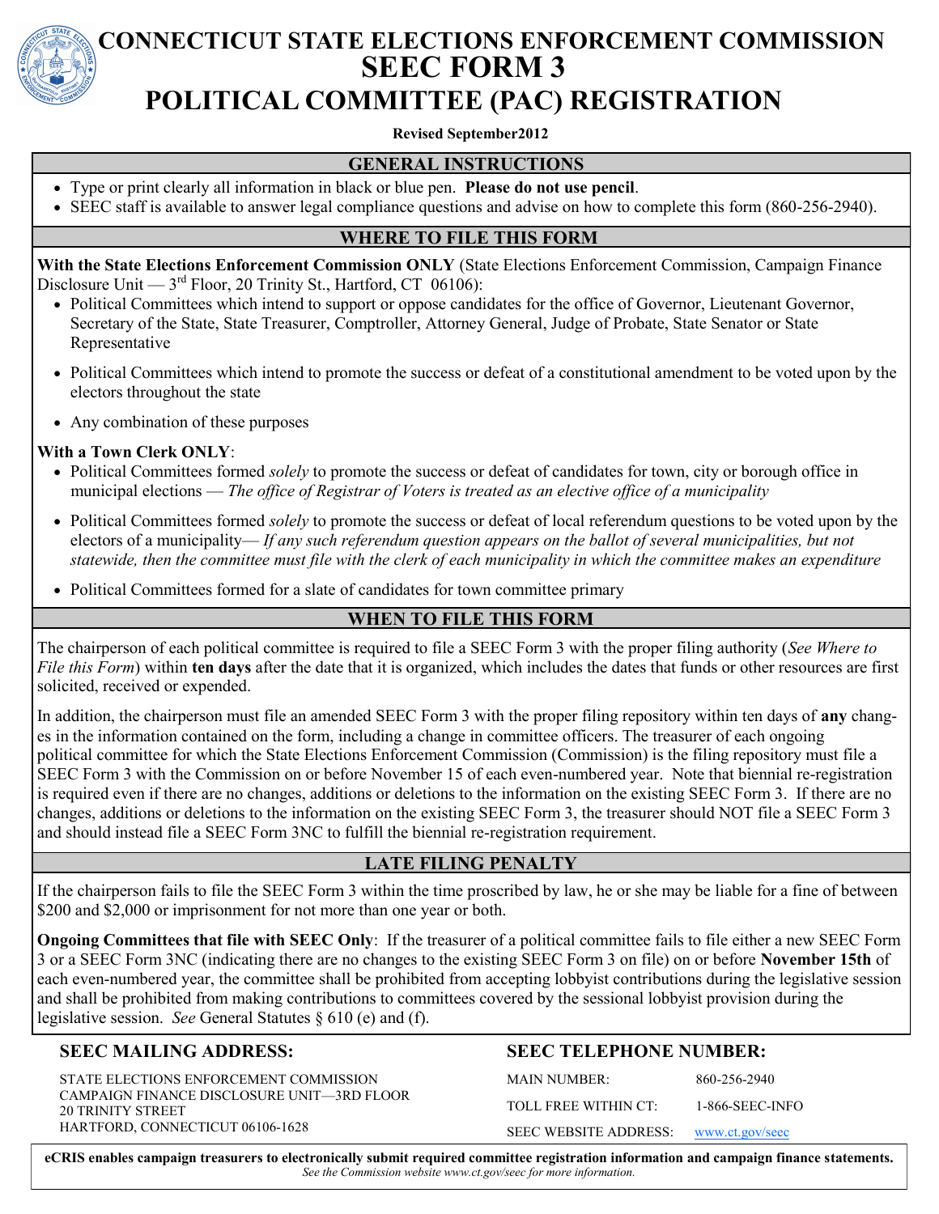# CONNECTICUT STATE ELECTIONS ENFORCEMENT COMMISSION
# SEEC FORM 3
# POLITICAL COMMITTEE (PAC) REGISTRATION

**Revised September2012**

## GENERAL INSTRUCTIONS

- Type or print clearly all information in black or blue pen. **Please do not use pencil**.
- SEEC staff is available to answer legal compliance questions and advise on how to complete this form (860-256-2940).

## WHERE TO FILE THIS FORM

**With the State Elections Enforcement Commission ONLY** (State Elections Enforcement Commission, Campaign Finance Disclosure Unit — 3rd Floor, 20 Trinity St., Hartford, CT 06106):

- Political Committees which intend to support or oppose candidates for the office of Governor, Lieutenant Governor, Secretary of the State, State Treasurer, Comptroller, Attorney General, Judge of Probate, State Senator or State Representative
- Political Committees which intend to promote the success or defeat of a constitutional amendment to be voted upon by the electors throughout the state
- Any combination of these purposes

**With a Town Clerk ONLY**:

- Political Committees formed *solely* to promote the success or defeat of candidates for town, city or borough office in municipal elections — *The office of Registrar of Voters is treated as an elective office of a municipality*
- Political Committees formed *solely* to promote the success or defeat of local referendum questions to be voted upon by the electors of a municipality— *If any such referendum question appears on the ballot of several municipalities, but not statewide, then the committee must file with the clerk of each municipality in which the committee makes an expenditure*
- Political Committees formed for a slate of candidates for town committee primary

## WHEN TO FILE THIS FORM

The chairperson of each political committee is required to file a SEEC Form 3 with the proper filing authority (*See Where to File this Form*) within **ten days** after the date that it is organized, which includes the dates that funds or other resources are first solicited, received or expended.

In addition, the chairperson must file an amended SEEC Form 3 with the proper filing repository within ten days of **any** changes in the information contained on the form, including a change in committee officers. The treasurer of each ongoing political committee for which the State Elections Enforcement Commission (Commission) is the filing repository must file a SEEC Form 3 with the Commission on or before November 15 of each even-numbered year. Note that biennial re-registration is required even if there are no changes, additions or deletions to the information on the existing SEEC Form 3. If there are no changes, additions or deletions to the information on the existing SEEC Form 3, the treasurer should NOT file a SEEC Form 3 and should instead file a SEEC Form 3NC to fulfill the biennial re-registration requirement.

## LATE FILING PENALTY

If the chairperson fails to file the SEEC Form 3 within the time proscribed by law, he or she may be liable for a fine of between $200 and $2,000 or imprisonment for not more than one year or both.

**Ongoing Committees that file with SEEC Only**: If the treasurer of a political committee fails to file either a new SEEC Form 3 or a SEEC Form 3NC (indicating there are no changes to the existing SEEC Form 3 on file) on or before **November 15th** of each even-numbered year, the committee shall be prohibited from accepting lobbyist contributions during the legislative session and shall be prohibited from making contributions to committees covered by the sessional lobbyist provision during the legislative session. *See* General Statutes § 610 (e) and (f).

### SEEC MAILING ADDRESS:

STATE ELECTIONS ENFORCEMENT COMMISSION
CAMPAIGN FINANCE DISCLOSURE UNIT—3RD FLOOR
20 TRINITY STREET
HARTFORD, CONNECTICUT 06106-1628

### SEEC TELEPHONE NUMBER:

| | |
|---|---|
| MAIN NUMBER: | 860-256-2940 |
| TOLL FREE WITHIN CT: | 1-866-SEEC-INFO |
| SEEC WEBSITE ADDRESS: | www.ct.gov/seec |

**eCRIS enables campaign treasurers to electronically submit required committee registration information and campaign finance statements.**
*See the Commission website www.ct.gov/seec for more information.*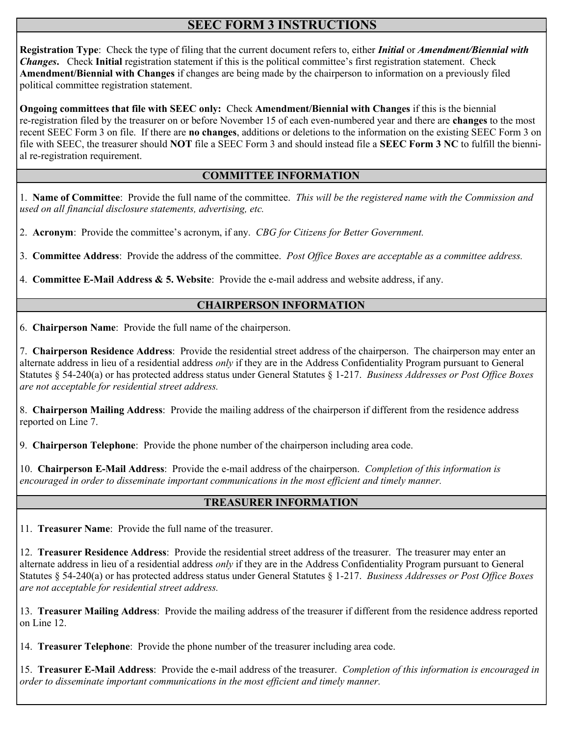## SEEC FORM 3 INSTRUCTIONS

**Registration Type**: Check the type of filing that the current document refers to, either ***Initial*** or ***Amendment/Biennial with Changes***. Check **Initial** registration statement if this is the political committee's first registration statement. Check **Amendment/Biennial with Changes** if changes are being made by the chairperson to information on a previously filed political committee registration statement.

**Ongoing committees that file with SEEC only:** Check **Amendment/Biennial with Changes** if this is the biennial re-registration filed by the treasurer on or before November 15 of each even-numbered year and there are **changes** to the most recent SEEC Form 3 on file. If there are **no changes**, additions or deletions to the information on the existing SEEC Form 3 on file with SEEC, the treasurer should **NOT** file a SEEC Form 3 and should instead file a **SEEC Form 3 NC** to fulfill the biennial re-registration requirement.

## COMMITTEE INFORMATION

1. **Name of Committee**: Provide the full name of the committee. *This will be the registered name with the Commission and used on all financial disclosure statements, advertising, etc.*

2. **Acronym**: Provide the committee's acronym, if any. *CBG for Citizens for Better Government.*

3. **Committee Address**: Provide the address of the committee. *Post Office Boxes are acceptable as a committee address.*

4. **Committee E-Mail Address & 5. Website**: Provide the e-mail address and website address, if any.

## CHAIRPERSON INFORMATION

6. **Chairperson Name**: Provide the full name of the chairperson.

7. **Chairperson Residence Address**: Provide the residential street address of the chairperson. The chairperson may enter an alternate address in lieu of a residential address *only* if they are in the Address Confidentiality Program pursuant to General Statutes § 54-240(a) or has protected address status under General Statutes § 1-217. *Business Addresses or Post Office Boxes are not acceptable for residential street address.*

8. **Chairperson Mailing Address**: Provide the mailing address of the chairperson if different from the residence address reported on Line 7.

9. **Chairperson Telephone**: Provide the phone number of the chairperson including area code.

10. **Chairperson E-Mail Address**: Provide the e-mail address of the chairperson. *Completion of this information is encouraged in order to disseminate important communications in the most efficient and timely manner.*

## TREASURER INFORMATION

11. **Treasurer Name**: Provide the full name of the treasurer.

12. **Treasurer Residence Address**: Provide the residential street address of the treasurer. The treasurer may enter an alternate address in lieu of a residential address *only* if they are in the Address Confidentiality Program pursuant to General Statutes § 54-240(a) or has protected address status under General Statutes § 1-217. *Business Addresses or Post Office Boxes are not acceptable for residential street address.*

13. **Treasurer Mailing Address**: Provide the mailing address of the treasurer if different from the residence address reported on Line 12.

14. **Treasurer Telephone**: Provide the phone number of the treasurer including area code.

15. **Treasurer E-Mail Address**: Provide the e-mail address of the treasurer. *Completion of this information is encouraged in order to disseminate important communications in the most efficient and timely manner.*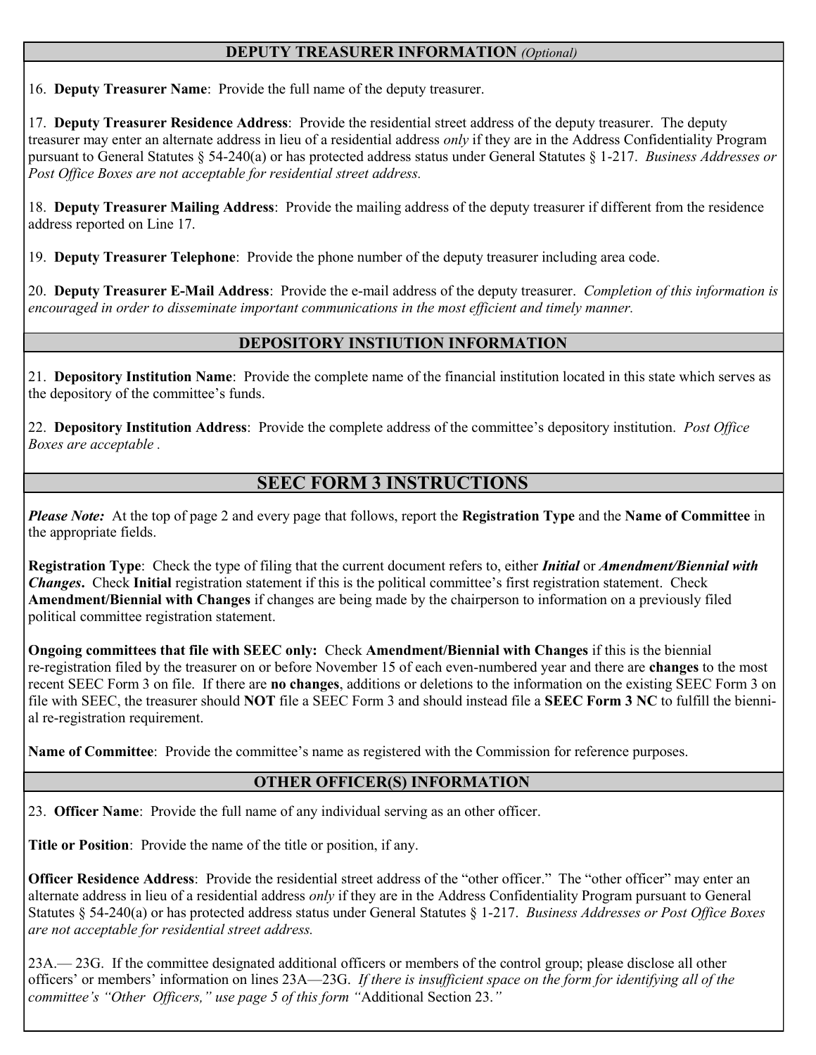## DEPUTY TREASURER INFORMATION *(Optional)*

16. **Deputy Treasurer Name**: Provide the full name of the deputy treasurer.

17. **Deputy Treasurer Residence Address**: Provide the residential street address of the deputy treasurer. The deputy treasurer may enter an alternate address in lieu of a residential address *only* if they are in the Address Confidentiality Program pursuant to General Statutes § 54-240(a) or has protected address status under General Statutes § 1-217. *Business Addresses or Post Office Boxes are not acceptable for residential street address.*

18. **Deputy Treasurer Mailing Address**: Provide the mailing address of the deputy treasurer if different from the residence address reported on Line 17.

19. **Deputy Treasurer Telephone**: Provide the phone number of the deputy treasurer including area code.

20. **Deputy Treasurer E-Mail Address**: Provide the e-mail address of the deputy treasurer. *Completion of this information is encouraged in order to disseminate important communications in the most efficient and timely manner.*

## DEPOSITORY INSTIUTION INFORMATION

21. **Depository Institution Name**: Provide the complete name of the financial institution located in this state which serves as the depository of the committee's funds.

22. **Depository Institution Address**: Provide the complete address of the committee's depository institution. *Post Office Boxes are acceptable .*

# SEEC FORM 3 INSTRUCTIONS

***Please Note:*** At the top of page 2 and every page that follows, report the **Registration Type** and the **Name of Committee** in the appropriate fields.

**Registration Type**: Check the type of filing that the current document refers to, either ***Initial*** or ***Amendment/Biennial with Changes*.** Check **Initial** registration statement if this is the political committee's first registration statement. Check **Amendment/Biennial with Changes** if changes are being made by the chairperson to information on a previously filed political committee registration statement.

**Ongoing committees that file with SEEC only:** Check **Amendment/Biennial with Changes** if this is the biennial re-registration filed by the treasurer on or before November 15 of each even-numbered year and there are **changes** to the most recent SEEC Form 3 on file. If there are **no changes**, additions or deletions to the information on the existing SEEC Form 3 on file with SEEC, the treasurer should **NOT** file a SEEC Form 3 and should instead file a **SEEC Form 3 NC** to fulfill the biennial re-registration requirement.

**Name of Committee**: Provide the committee's name as registered with the Commission for reference purposes.

## OTHER OFFICER(S) INFORMATION

23. **Officer Name**: Provide the full name of any individual serving as an other officer.

**Title or Position**: Provide the name of the title or position, if any.

**Officer Residence Address**: Provide the residential street address of the "other officer." The "other officer" may enter an alternate address in lieu of a residential address *only* if they are in the Address Confidentiality Program pursuant to General Statutes § 54-240(a) or has protected address status under General Statutes § 1-217. *Business Addresses or Post Office Boxes are not acceptable for residential street address.*

23A.— 23G. If the committee designated additional officers or members of the control group; please disclose all other officers' or members' information on lines 23A—23G. *If there is insufficient space on the form for identifying all of the committee's "Other Officers," use page 5 of this form "*Additional Section 23.*"*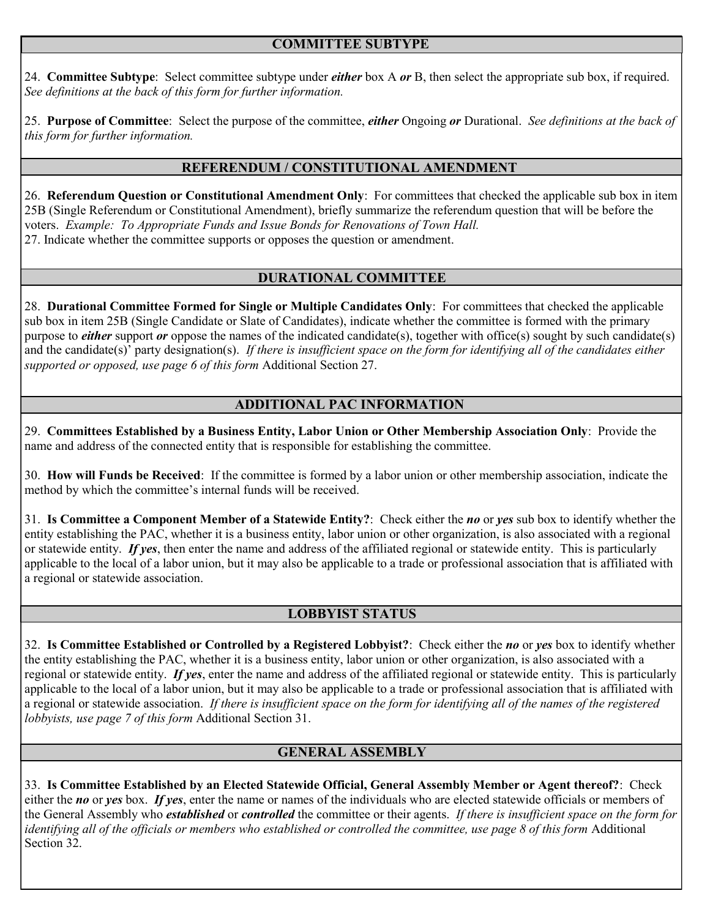## COMMITTEE SUBTYPE

24. **Committee Subtype**: Select committee subtype under ***either*** box A ***or*** B, then select the appropriate sub box, if required. *See definitions at the back of this form for further information.*

25. **Purpose of Committee**: Select the purpose of the committee, ***either*** Ongoing ***or*** Durational. *See definitions at the back of this form for further information.*

## REFERENDUM / CONSTITUTIONAL AMENDMENT

26. **Referendum Question or Constitutional Amendment Only**: For committees that checked the applicable sub box in item 25B (Single Referendum or Constitutional Amendment), briefly summarize the referendum question that will be before the voters. *Example: To Appropriate Funds and Issue Bonds for Renovations of Town Hall.*
27. Indicate whether the committee supports or opposes the question or amendment.

## DURATIONAL COMMITTEE

28. **Durational Committee Formed for Single or Multiple Candidates Only**: For committees that checked the applicable sub box in item 25B (Single Candidate or Slate of Candidates), indicate whether the committee is formed with the primary purpose to ***either*** support ***or*** oppose the names of the indicated candidate(s), together with office(s) sought by such candidate(s) and the candidate(s)' party designation(s). *If there is insufficient space on the form for identifying all of the candidates either supported or opposed, use page 6 of this form* Additional Section 27.

## ADDITIONAL PAC INFORMATION

29. **Committees Established by a Business Entity, Labor Union or Other Membership Association Only**: Provide the name and address of the connected entity that is responsible for establishing the committee.

30. **How will Funds be Received**: If the committee is formed by a labor union or other membership association, indicate the method by which the committee's internal funds will be received.

31. **Is Committee a Component Member of a Statewide Entity?**: Check either the ***no*** or ***yes*** sub box to identify whether the entity establishing the PAC, whether it is a business entity, labor union or other organization, is also associated with a regional or statewide entity. ***If yes***, then enter the name and address of the affiliated regional or statewide entity. This is particularly applicable to the local of a labor union, but it may also be applicable to a trade or professional association that is affiliated with a regional or statewide association.

## LOBBYIST STATUS

32. **Is Committee Established or Controlled by a Registered Lobbyist?**: Check either the ***no*** or ***yes*** box to identify whether the entity establishing the PAC, whether it is a business entity, labor union or other organization, is also associated with a regional or statewide entity. ***If yes***, enter the name and address of the affiliated regional or statewide entity. This is particularly applicable to the local of a labor union, but it may also be applicable to a trade or professional association that is affiliated with a regional or statewide association. *If there is insufficient space on the form for identifying all of the names of the registered lobbyists, use page 7 of this form* Additional Section 31.

## GENERAL ASSEMBLY

33. **Is Committee Established by an Elected Statewide Official, General Assembly Member or Agent thereof?**: Check either the ***no*** or ***yes*** box. ***If yes***, enter the name or names of the individuals who are elected statewide officials or members of the General Assembly who ***established*** or ***controlled*** the committee or their agents. *If there is insufficient space on the form for identifying all of the officials or members who established or controlled the committee, use page 8 of this form* Additional Section 32.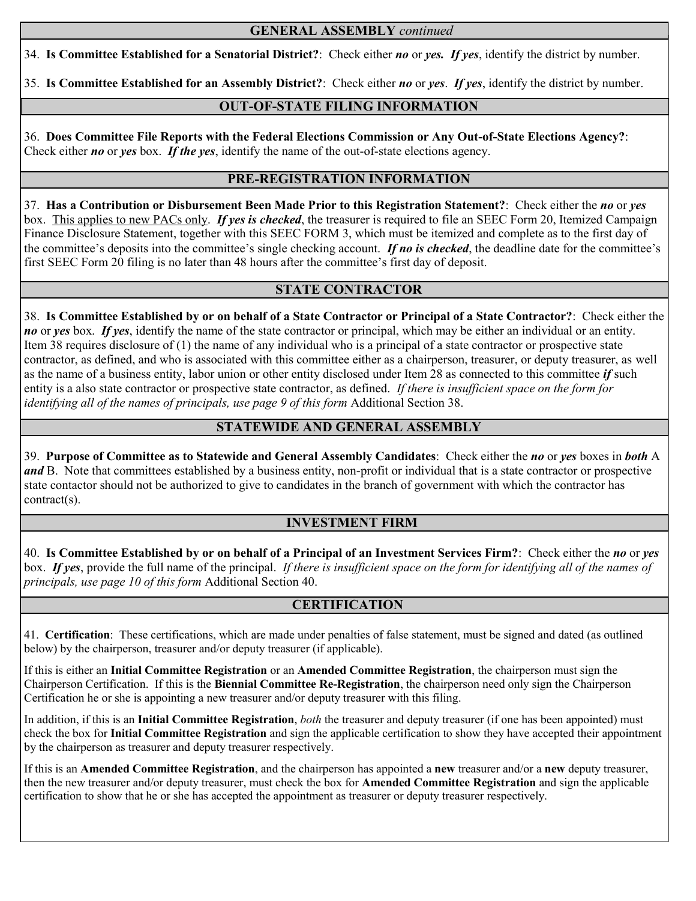## GENERAL ASSEMBLY *continued*

34. **Is Committee Established for a Senatorial District?**: Check either ***no*** or ***yes. If yes***, identify the district by number.

35. **Is Committee Established for an Assembly District?**: Check either ***no*** or ***yes***. ***If yes***, identify the district by number.

## OUT-OF-STATE FILING INFORMATION

36. **Does Committee File Reports with the Federal Elections Commission or Any Out-of-State Elections Agency?**: Check either ***no*** or ***yes*** box. ***If the yes***, identify the name of the out-of-state elections agency.

## PRE-REGISTRATION INFORMATION

37. **Has a Contribution or Disbursement Been Made Prior to this Registration Statement?**: Check either the ***no*** or ***yes*** box. <u>This applies to new PACs only</u>. ***If yes is checked***, the treasurer is required to file an SEEC Form 20, Itemized Campaign Finance Disclosure Statement, together with this SEEC FORM 3, which must be itemized and complete as to the first day of the committee's deposits into the committee's single checking account. ***If no is checked***, the deadline date for the committee's first SEEC Form 20 filing is no later than 48 hours after the committee's first day of deposit.

## STATE CONTRACTOR

38. **Is Committee Established by or on behalf of a State Contractor or Principal of a State Contractor?**: Check either the ***no*** or ***yes*** box. ***If yes***, identify the name of the state contractor or principal, which may be either an individual or an entity. Item 38 requires disclosure of (1) the name of any individual who is a principal of a state contractor or prospective state contractor, as defined, and who is associated with this committee either as a chairperson, treasurer, or deputy treasurer, as well as the name of a business entity, labor union or other entity disclosed under Item 28 as connected to this committee ***if*** such entity is a also state contractor or prospective state contractor, as defined. *If there is insufficient space on the form for identifying all of the names of principals, use page 9 of this form* Additional Section 38.

## STATEWIDE AND GENERAL ASSEMBLY

39. **Purpose of Committee as to Statewide and General Assembly Candidates**: Check either the ***no*** or ***yes*** boxes in ***both*** A ***and*** B. Note that committees established by a business entity, non-profit or individual that is a state contractor or prospective state contactor should not be authorized to give to candidates in the branch of government with which the contractor has contract(s).

## INVESTMENT FIRM

40. **Is Committee Established by or on behalf of a Principal of an Investment Services Firm?**: Check either the ***no*** or ***yes*** box. ***If yes***, provide the full name of the principal. *If there is insufficient space on the form for identifying all of the names of principals, use page 10 of this form* Additional Section 40.

## CERTIFICATION

41. **Certification**: These certifications, which are made under penalties of false statement, must be signed and dated (as outlined below) by the chairperson, treasurer and/or deputy treasurer (if applicable).

If this is either an **Initial Committee Registration** or an **Amended Committee Registration**, the chairperson must sign the Chairperson Certification. If this is the **Biennial Committee Re-Registration**, the chairperson need only sign the Chairperson Certification he or she is appointing a new treasurer and/or deputy treasurer with this filing.

In addition, if this is an **Initial Committee Registration**, *both* the treasurer and deputy treasurer (if one has been appointed) must check the box for **Initial Committee Registration** and sign the applicable certification to show they have accepted their appointment by the chairperson as treasurer and deputy treasurer respectively.

If this is an **Amended Committee Registration**, and the chairperson has appointed a **new** treasurer and/or a **new** deputy treasurer, then the new treasurer and/or deputy treasurer, must check the box for **Amended Committee Registration** and sign the applicable certification to show that he or she has accepted the appointment as treasurer or deputy treasurer respectively.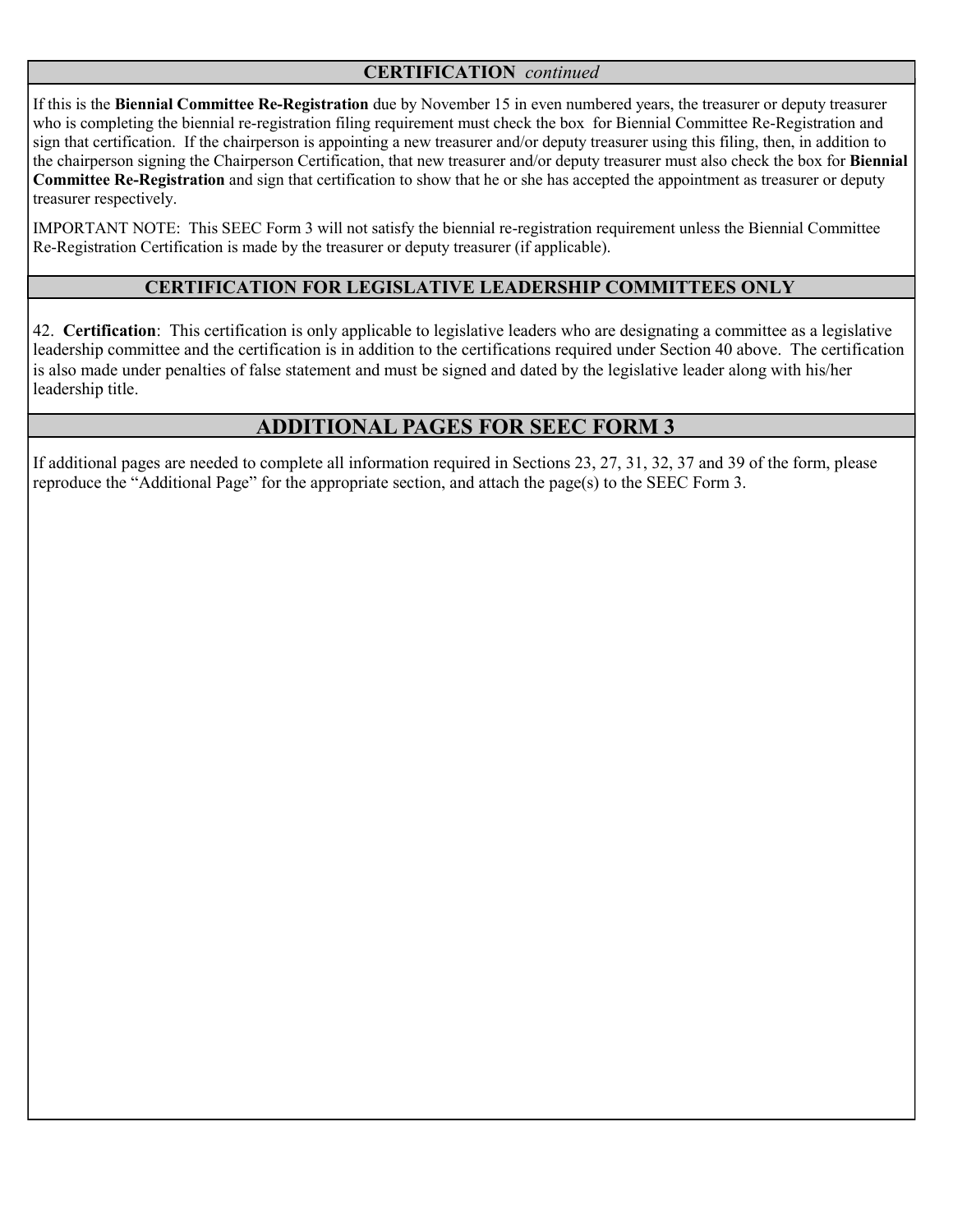## CERTIFICATION *continued*

If this is the **Biennial Committee Re-Registration** due by November 15 in even numbered years, the treasurer or deputy treasurer who is completing the biennial re-registration filing requirement must check the box for Biennial Committee Re-Registration and sign that certification. If the chairperson is appointing a new treasurer and/or deputy treasurer using this filing, then, in addition to the chairperson signing the Chairperson Certification, that new treasurer and/or deputy treasurer must also check the box for **Biennial Committee Re-Registration** and sign that certification to show that he or she has accepted the appointment as treasurer or deputy treasurer respectively.

IMPORTANT NOTE: This SEEC Form 3 will not satisfy the biennial re-registration requirement unless the Biennial Committee Re-Registration Certification is made by the treasurer or deputy treasurer (if applicable).

## CERTIFICATION FOR LEGISLATIVE LEADERSHIP COMMITTEES ONLY

42. **Certification**: This certification is only applicable to legislative leaders who are designating a committee as a legislative leadership committee and the certification is in addition to the certifications required under Section 40 above. The certification is also made under penalties of false statement and must be signed and dated by the legislative leader along with his/her leadership title.

# ADDITIONAL PAGES FOR SEEC FORM 3

If additional pages are needed to complete all information required in Sections 23, 27, 31, 32, 37 and 39 of the form, please reproduce the "Additional Page" for the appropriate section, and attach the page(s) to the SEEC Form 3.